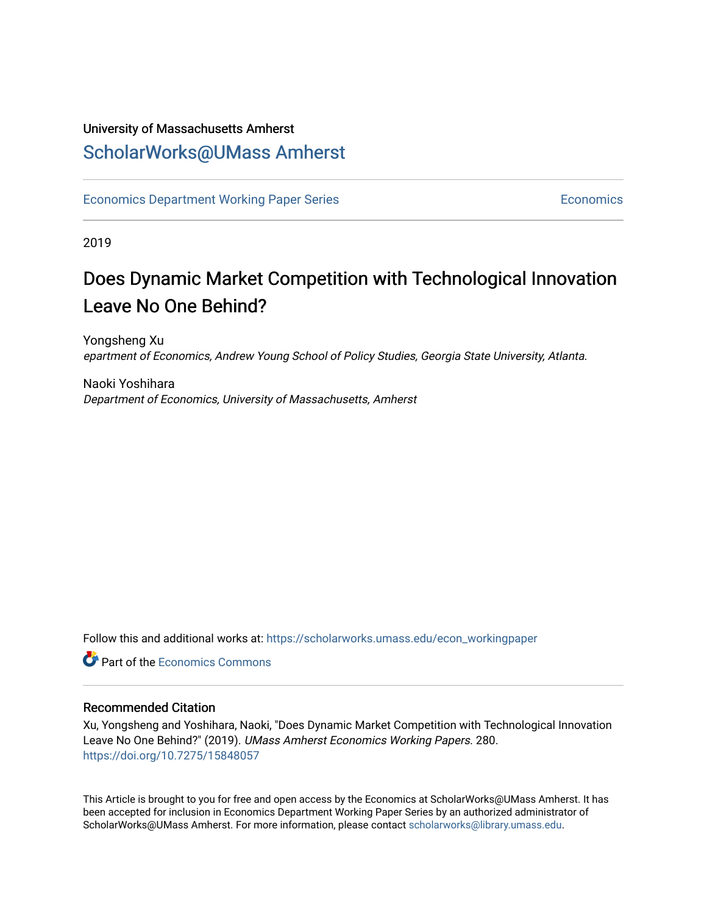University of Massachusetts Amherst

# ScholarWorks@UMass Amherst

Economics Department Working Paper Series | Economics

2019

# Does Dynamic Market Competition with Technological Innovation Leave No One Behind?

Yongsheng Xu

*epartment of Economics, Andrew Young School of Policy Studies, Georgia State University, Atlanta.*

Naoki Yoshihara

*Department of Economics, University of Massachusetts, Amherst*

Follow this and additional works at: https://scholarworks.umass.edu/econ_workingpaper

Part of the Economics Commons

## Recommended Citation

Xu, Yongsheng and Yoshihara, Naoki, "Does Dynamic Market Competition with Technological Innovation Leave No One Behind?" (2019). *UMass Amherst Economics Working Papers*. 280.
https://doi.org/10.7275/15848057

This Article is brought to you for free and open access by the Economics at ScholarWorks@UMass Amherst. It has been accepted for inclusion in Economics Department Working Paper Series by an authorized administrator of ScholarWorks@UMass Amherst. For more information, please contact scholarworks@library.umass.edu.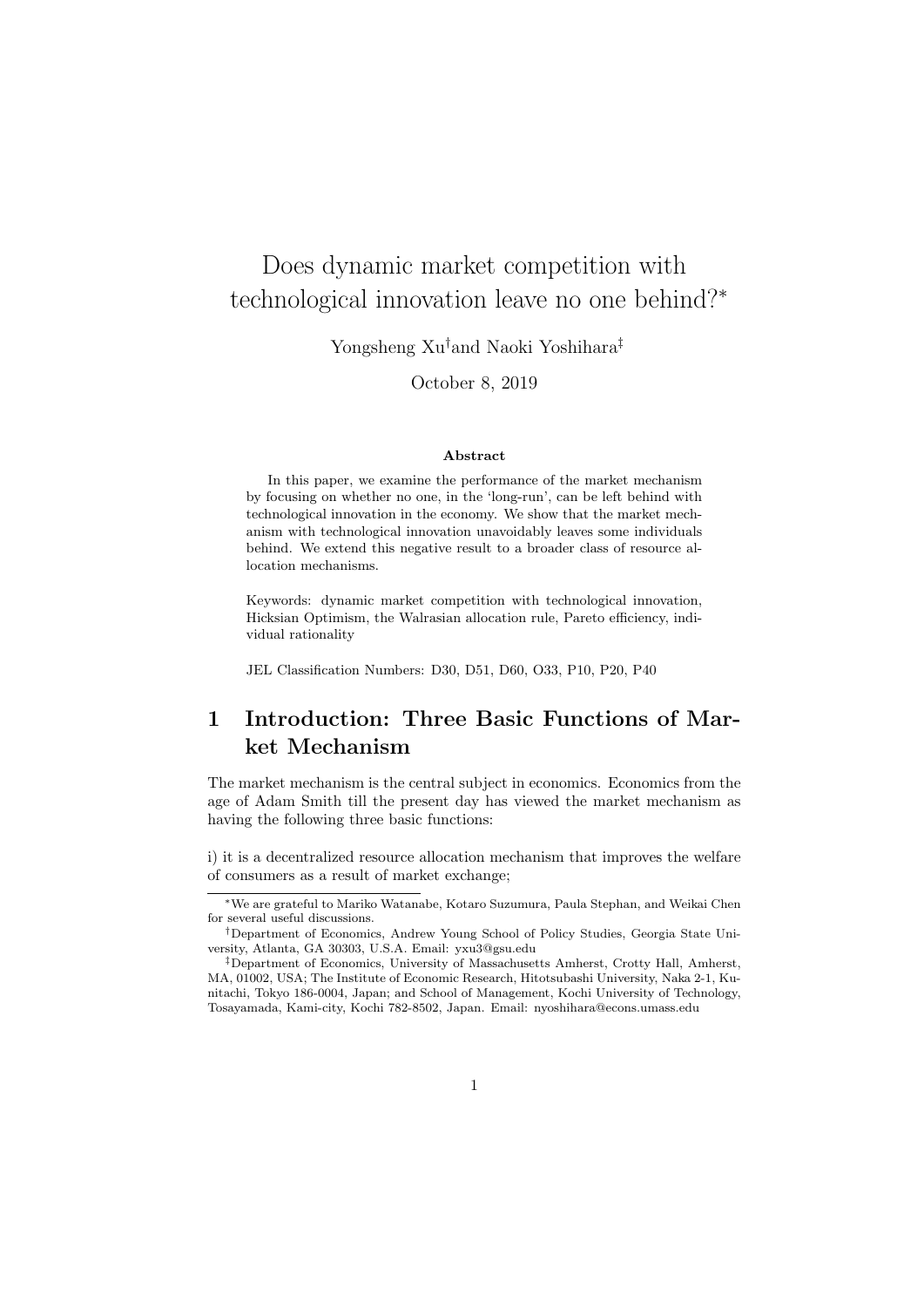# Does dynamic market competition with technological innovation leave no one behind?*

Yongsheng Xu† and Naoki Yoshihara‡

October 8, 2019

#### Abstract

In this paper, we examine the performance of the market mechanism by focusing on whether no one, in the 'long-run', can be left behind with technological innovation in the economy. We show that the market mechanism with technological innovation unavoidably leaves some individuals behind. We extend this negative result to a broader class of resource allocation mechanisms.

Keywords: dynamic market competition with technological innovation, Hicksian Optimism, the Walrasian allocation rule, Pareto efficiency, individual rationality

JEL Classification Numbers: D30, D51, D60, O33, P10, P20, P40

## 1 Introduction: Three Basic Functions of Market Mechanism

The market mechanism is the central subject in economics. Economics from the age of Adam Smith till the present day has viewed the market mechanism as having the following three basic functions:

i) it is a decentralized resource allocation mechanism that improves the welfare of consumers as a result of market exchange;

---

*We are grateful to Mariko Watanabe, Kotaro Suzumura, Paula Stephan, and Weikai Chen for several useful discussions.

†Department of Economics, Andrew Young School of Policy Studies, Georgia State University, Atlanta, GA 30303, U.S.A. Email: yxu3@gsu.edu

‡Department of Economics, University of Massachusetts Amherst, Crotty Hall, Amherst, MA, 01002, USA; The Institute of Economic Research, Hitotsubashi University, Naka 2-1, Kunitachi, Tokyo 186-0004, Japan; and School of Management, Kochi University of Technology, Tosayamada, Kami-city, Kochi 782-8502, Japan. Email: nyoshihara@econs.umass.edu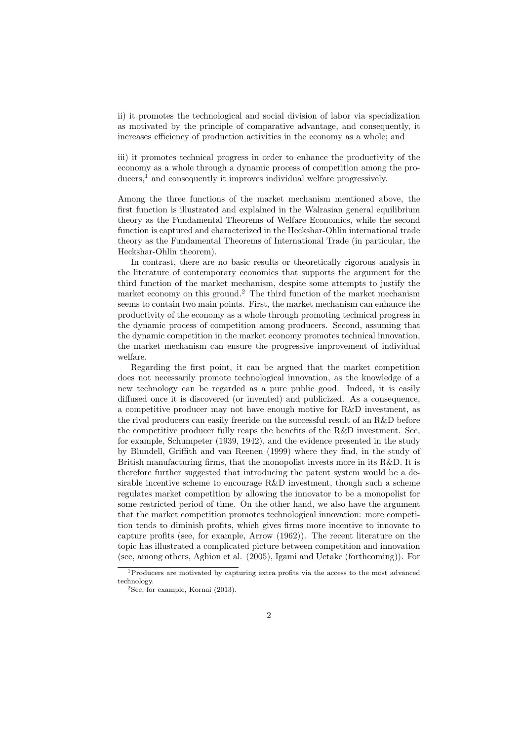ii) it promotes the technological and social division of labor via specialization as motivated by the principle of comparative advantage, and consequently, it increases efficiency of production activities in the economy as a whole; and

iii) it promotes technical progress in order to enhance the productivity of the economy as a whole through a dynamic process of competition among the producers,[1] and consequently it improves individual welfare progressively.

Among the three functions of the market mechanism mentioned above, the first function is illustrated and explained in the Walrasian general equilibrium theory as the Fundamental Theorems of Welfare Economics, while the second function is captured and characterized in the Heckshar-Ohlin international trade theory as the Fundamental Theorems of International Trade (in particular, the Heckshar-Ohlin theorem).

In contrast, there are no basic results or theoretically rigorous analysis in the literature of contemporary economics that supports the argument for the third function of the market mechanism, despite some attempts to justify the market economy on this ground.[2] The third function of the market mechanism seems to contain two main points. First, the market mechanism can enhance the productivity of the economy as a whole through promoting technical progress in the dynamic process of competition among producers. Second, assuming that the dynamic competition in the market economy promotes technical innovation, the market mechanism can ensure the progressive improvement of individual welfare.

Regarding the first point, it can be argued that the market competition does not necessarily promote technological innovation, as the knowledge of a new technology can be regarded as a pure public good. Indeed, it is easily diffused once it is discovered (or invented) and publicized. As a consequence, a competitive producer may not have enough motive for R&D investment, as the rival producers can easily freeride on the successful result of an R&D before the competitive producer fully reaps the benefits of the R&D investment. See, for example, Schumpeter (1939, 1942), and the evidence presented in the study by Blundell, Griffith and van Reenen (1999) where they find, in the study of British manufacturing firms, that the monopolist invests more in its R&D. It is therefore further suggested that introducing the patent system would be a desirable incentive scheme to encourage R&D investment, though such a scheme regulates market competition by allowing the innovator to be a monopolist for some restricted period of time. On the other hand, we also have the argument that the market competition promotes technological innovation: more competition tends to diminish profits, which gives firms more incentive to innovate to capture profits (see, for example, Arrow (1962)). The recent literature on the topic has illustrated a complicated picture between competition and innovation (see, among others, Aghion et al. (2005), Igami and Uetake (forthcoming)). For

[1] Producers are motivated by capturing extra profits via the access to the most advanced technology.

[2] See, for example, Kornai (2013).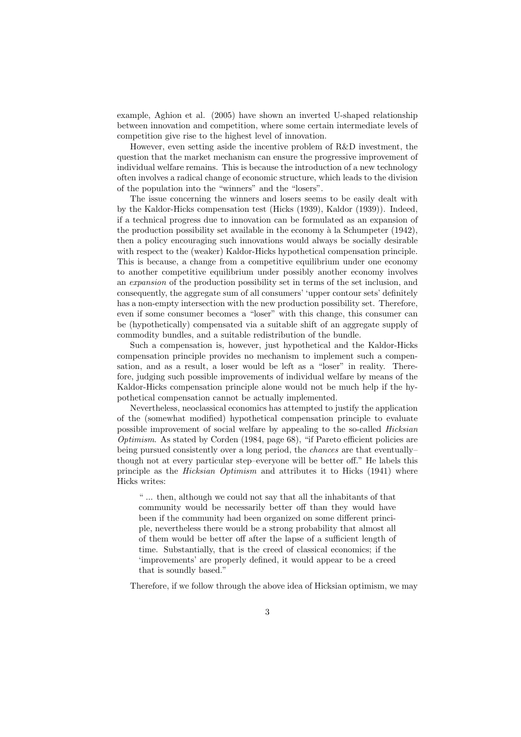example, Aghion et al. (2005) have shown an inverted U-shaped relationship between innovation and competition, where some certain intermediate levels of competition give rise to the highest level of innovation.

However, even setting aside the incentive problem of R&D investment, the question that the market mechanism can ensure the progressive improvement of individual welfare remains. This is because the introduction of a new technology often involves a radical change of economic structure, which leads to the division of the population into the "winners" and the "losers".

The issue concerning the winners and losers seems to be easily dealt with by the Kaldor-Hicks compensation test (Hicks (1939), Kaldor (1939)). Indeed, if a technical progress due to innovation can be formulated as an expansion of the production possibility set available in the economy à la Schumpeter (1942), then a policy encouraging such innovations would always be socially desirable with respect to the (weaker) Kaldor-Hicks hypothetical compensation principle. This is because, a change from a competitive equilibrium under one economy to another competitive equilibrium under possibly another economy involves an *expansion* of the production possibility set in terms of the set inclusion, and consequently, the aggregate sum of all consumers' 'upper contour sets' definitely has a non-empty intersection with the new production possibility set. Therefore, even if some consumer becomes a "loser" with this change, this consumer can be (hypothetically) compensated via a suitable shift of an aggregate supply of commodity bundles, and a suitable redistribution of the bundle.

Such a compensation is, however, just hypothetical and the Kaldor-Hicks compensation principle provides no mechanism to implement such a compensation, and as a result, a loser would be left as a "loser" in reality. Therefore, judging such possible improvements of individual welfare by means of the Kaldor-Hicks compensation principle alone would not be much help if the hypothetical compensation cannot be actually implemented.

Nevertheless, neoclassical economics has attempted to justify the application of the (somewhat modified) hypothetical compensation principle to evaluate possible improvement of social welfare by appealing to the so-called *Hicksian Optimism*. As stated by Corden (1984, page 68), "if Pareto efficient policies are being pursued consistently over a long period, the *chances* are that eventually–though not at every particular step–everyone will be better off." He labels this principle as the *Hicksian Optimism* and attributes it to Hicks (1941) where Hicks writes:

> " ... then, although we could not say that all the inhabitants of that community would be necessarily better off than they would have been if the community had been organized on some different principle, nevertheless there would be a strong probability that almost all of them would be better off after the lapse of a sufficient length of time. Substantially, that is the creed of classical economics; if the 'improvements' are properly defined, it would appear to be a creed that is soundly based."

Therefore, if we follow through the above idea of Hicksian optimism, we may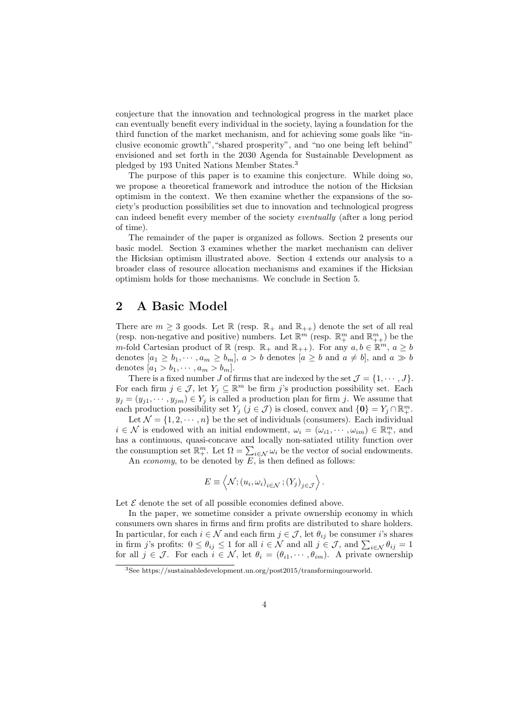conjecture that the innovation and technological progress in the market place can eventually benefit every individual in the society, laying a foundation for the third function of the market mechanism, and for achieving some goals like "inclusive economic growth","shared prosperity", and "no one being left behind" envisioned and set forth in the 2030 Agenda for Sustainable Development as pledged by 193 United Nations Member States.[3]

The purpose of this paper is to examine this conjecture. While doing so, we propose a theoretical framework and introduce the notion of the Hicksian optimism in the context. We then examine whether the expansions of the society's production possibilities set due to innovation and technological progress can indeed benefit every member of the society *eventually* (after a long period of time).

The remainder of the paper is organized as follows. Section 2 presents our basic model. Section 3 examines whether the market mechanism can deliver the Hicksian optimism illustrated above. Section 4 extends our analysis to a broader class of resource allocation mechanisms and examines if the Hicksian optimism holds for those mechanisms. We conclude in Section 5.

## 2 A Basic Model

There are $m \geq 3$ goods. Let $\mathbb{R}$ (resp. $\mathbb{R}_+$ and $\mathbb{R}_{++}$) denote the set of all real (resp. non-negative and positive) numbers. Let $\mathbb{R}^m$ (resp. $\mathbb{R}^m_+$ and $\mathbb{R}^m_{++}$) be the $m$-fold Cartesian product of $\mathbb{R}$ (resp. $\mathbb{R}_+$ and $\mathbb{R}_{++}$). For any $a, b \in \mathbb{R}^m$, $a \geq b$ denotes $[a_1 \geq b_1, \cdots, a_m \geq b_m]$, $a > b$ denotes $[a \geq b$ and $a \neq b]$, and $a \gg b$ denotes $[a_1 > b_1, \cdots, a_m > b_m]$.

There is a fixed number $J$ of firms that are indexed by the set $\mathcal{J} = \{1, \cdots, J\}$. For each firm $j \in \mathcal{J}$, let $Y_j \subseteq \mathbb{R}^m$ be firm $j$'s production possibility set. Each $y_j = (y_{j1}, \cdots, y_{jm}) \in Y_j$ is called a production plan for firm $j$. We assume that each production possibility set $Y_j$ ($j \in \mathcal{J}$) is closed, convex and $\{\mathbf{0}\} = Y_j \cap \mathbb{R}^m_+$.

Let $\mathcal{N} = \{1, 2, \cdots, n\}$ be the set of individuals (consumers). Each individual $i \in \mathcal{N}$ is endowed with an initial endowment, $\omega_i = (\omega_{i1}, \cdots, \omega_{im}) \in \mathbb{R}^m_+$, and has a continuous, quasi-concave and locally non-satiated utility function over the consumption set $\mathbb{R}^m_+$. Let $\Omega = \sum_{i \in \mathcal{N}} \omega_i$ be the vector of social endowments.

An *economy*, to be denoted by $E$, is then defined as follows:

$$E \equiv \left\langle \mathcal{N}; (u_i, \omega_i)_{i \in \mathcal{N}}; (Y_j)_{j \in \mathcal{J}} \right\rangle.$$

Let $\mathcal{E}$ denote the set of all possible economies defined above.

In the paper, we sometime consider a private ownership economy in which consumers own shares in firms and firm profits are distributed to share holders. In particular, for each $i \in \mathcal{N}$ and each firm $j \in \mathcal{J}$, let $\theta_{ij}$ be consumer $i$'s shares in firm $j$'s profits: $0 \leq \theta_{ij} \leq 1$ for all $i \in \mathcal{N}$ and all $j \in \mathcal{J}$, and $\sum_{i \in \mathcal{N}} \theta_{ij} = 1$ for all $j \in \mathcal{J}$. For each $i \in \mathcal{N}$, let $\theta_i = (\theta_{i1}, \cdots, \theta_{im})$. A private ownership

[3]See https://sustainabledevelopment.un.org/post2015/transformingourworld.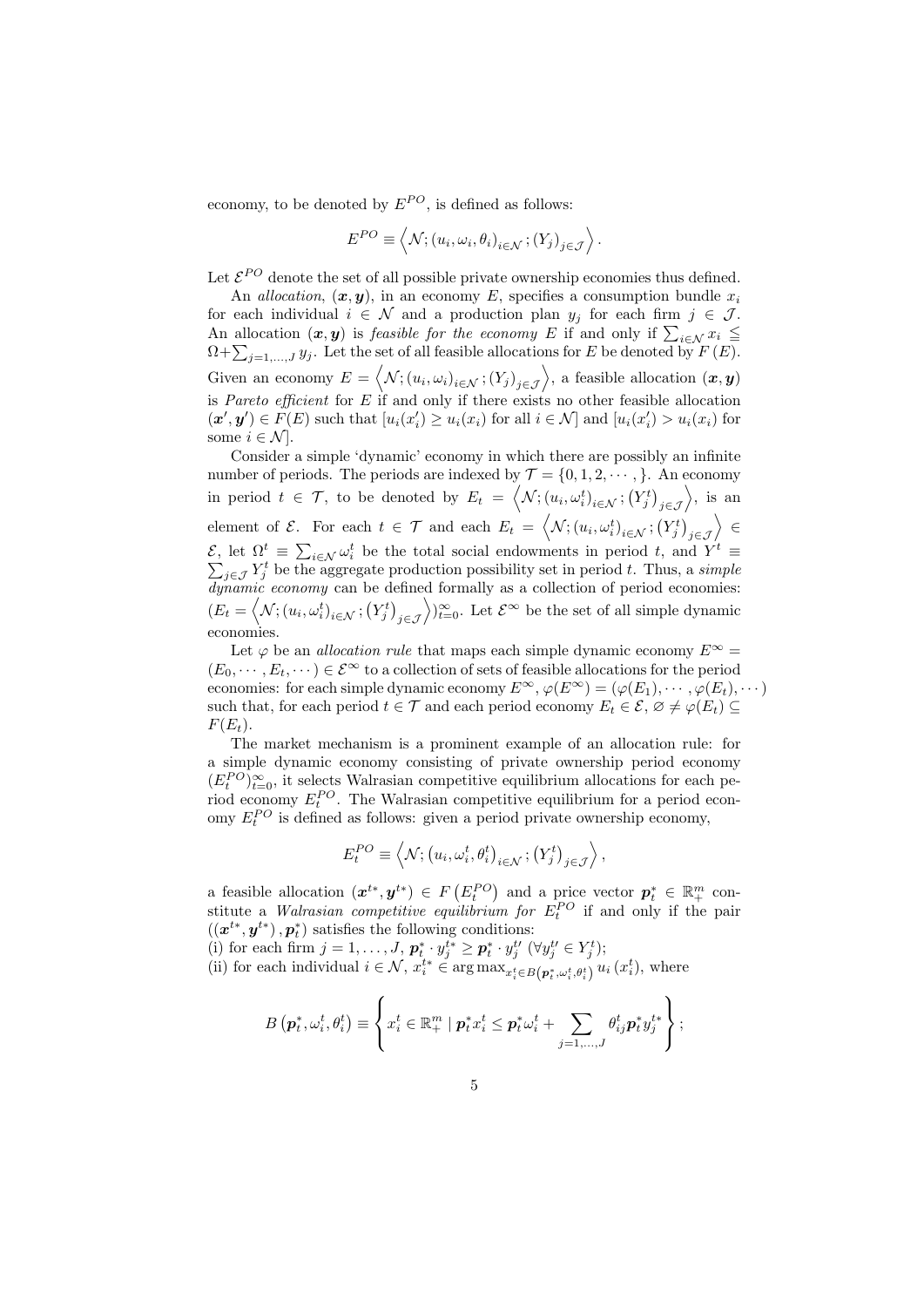economy, to be denoted by $E^{PO}$, is defined as follows:

$$E^{PO} \equiv \left\langle \mathcal{N}; (u_i, \omega_i, \theta_i)_{i \in \mathcal{N}}; (Y_j)_{j \in \mathcal{J}} \right\rangle.$$

Let $\mathcal{E}^{PO}$ denote the set of all possible private ownership economies thus defined.

An *allocation*, $(\boldsymbol{x}, \boldsymbol{y})$, in an economy $E$, specifies a consumption bundle $x_i$ for each individual $i \in \mathcal{N}$ and a production plan $y_j$ for each firm $j \in \mathcal{J}$. An allocation $(\boldsymbol{x}, \boldsymbol{y})$ is *feasible for the economy* $E$ if and only if $\sum_{i \in \mathcal{N}} x_i \leqq \Omega + \sum_{j=1,\ldots,J} y_j$. Let the set of all feasible allocations for $E$ be denoted by $F(E)$. Given an economy $E = \left\langle \mathcal{N}; (u_i, \omega_i)_{i \in \mathcal{N}}; (Y_j)_{j \in \mathcal{J}} \right\rangle$, a feasible allocation $(\boldsymbol{x}, \boldsymbol{y})$ is *Pareto efficient* for $E$ if and only if there exists no other feasible allocation $(\boldsymbol{x}', \boldsymbol{y}') \in F(E)$ such that $[u_i(x_i') \geq u_i(x_i)$ for all $i \in \mathcal{N}]$ and $[u_i(x_i') > u_i(x_i)$ for some $i \in \mathcal{N}]$.

Consider a simple 'dynamic' economy in which there are possibly an infinite number of periods. The periods are indexed by $\mathcal{T} = \{0, 1, 2, \cdots, \}$. An economy in period $t \in \mathcal{T}$, to be denoted by $E_t = \left\langle \mathcal{N}; (u_i, \omega_i^t)_{i \in \mathcal{N}}; \left(Y_j^t\right)_{j \in \mathcal{J}} \right\rangle$, is an element of $\mathcal{E}$. For each $t \in \mathcal{T}$ and each $E_t = \left\langle \mathcal{N}; (u_i, \omega_i^t)_{i \in \mathcal{N}}; \left(Y_j^t\right)_{j \in \mathcal{J}} \right\rangle \in \mathcal{E}$, let $\Omega^t \equiv \sum_{i \in \mathcal{N}} \omega_i^t$ be the total social endowments in period $t$, and $Y^t \equiv \sum_{j \in \mathcal{J}} Y_j^t$ be the aggregate production possibility set in period $t$. Thus, a *simple dynamic economy* can be defined formally as a collection of period economies: $(E_t = \left\langle \mathcal{N}; (u_i, \omega_i^t)_{i \in \mathcal{N}}; \left(Y_j^t\right)_{j \in \mathcal{J}} \right\rangle)_{t=0}^{\infty}$. Let $\mathcal{E}^{\infty}$ be the set of all simple dynamic economies.

Let $\varphi$ be an *allocation rule* that maps each simple dynamic economy $E^{\infty} = (E_0, \cdots, E_t, \cdots) \in \mathcal{E}^{\infty}$ to a collection of sets of feasible allocations for the period economies: for each simple dynamic economy $E^{\infty}$, $\varphi(E^{\infty}) = (\varphi(E_1), \cdots, \varphi(E_t), \cdots)$ such that, for each period $t \in \mathcal{T}$ and each period economy $E_t \in \mathcal{E}$, $\varnothing \neq \varphi(E_t) \subseteq F(E_t)$.

The market mechanism is a prominent example of an allocation rule: for a simple dynamic economy consisting of private ownership period economy $(E_t^{PO})_{t=0}^{\infty}$, it selects Walrasian competitive equilibrium allocations for each period economy $E_t^{PO}$. The Walrasian competitive equilibrium for a period economy $E_t^{PO}$ is defined as follows: given a period private ownership economy,

$$E_t^{PO} \equiv \left\langle \mathcal{N}; \left(u_i, \omega_i^t, \theta_i^t\right)_{i \in \mathcal{N}}; \left(Y_j^t\right)_{j \in \mathcal{J}} \right\rangle,$$

a feasible allocation $(\boldsymbol{x}^{t*}, \boldsymbol{y}^{t*}) \in F\left(E_t^{PO}\right)$ and a price vector $\boldsymbol{p}_t^* \in \mathbb{R}_+^m$ constitute a *Walrasian competitive equilibrium for* $E_t^{PO}$ if and only if the pair $((\boldsymbol{x}^{t*}, \boldsymbol{y}^{t*}), \boldsymbol{p}_t^*)$ satisfies the following conditions:
(i) for each firm $j = 1, \ldots, J$, $\boldsymbol{p}_t^* \cdot y_j^{t*} \geq \boldsymbol{p}_t^* \cdot y_j^{t\prime}$ $(\forall y_j^{t\prime} \in Y_j^t)$;
(ii) for each individual $i \in \mathcal{N}$, $x_i^{t*} \in \arg\max_{x_i^t \in B\left(\boldsymbol{p}_t^*, \omega_i^t, \theta_i^t\right)} u_i\left(x_i^t\right)$, where

$$B\left(\boldsymbol{p}_t^*, \omega_i^t, \theta_i^t\right) \equiv \left\{ x_i^t \in \mathbb{R}_+^m \mid \boldsymbol{p}_t^* x_i^t \leq \boldsymbol{p}_t^* \omega_i^t + \sum_{j=1,\ldots,J} \theta_{ij}^t \boldsymbol{p}_t^* y_j^{t*} \right\};$$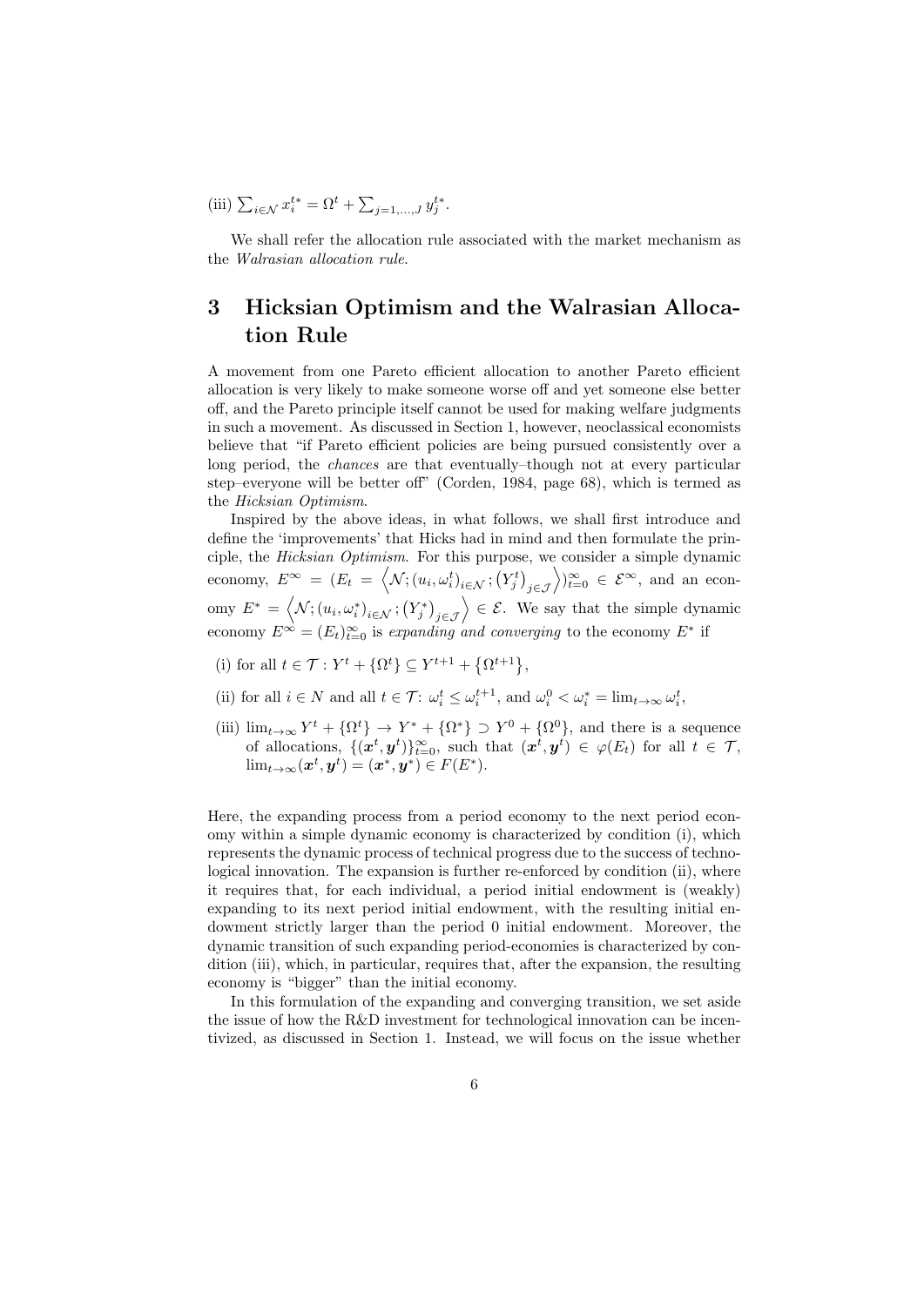(iii) $\sum_{i\in\mathcal{N}} x_i^{t*} = \Omega^t + \sum_{j=1,\ldots,J} y_j^{t*}$.

We shall refer the allocation rule associated with the market mechanism as the *Walrasian allocation rule*.

## 3 Hicksian Optimism and the Walrasian Allocation Rule

A movement from one Pareto efficient allocation to another Pareto efficient allocation is very likely to make someone worse off and yet someone else better off, and the Pareto principle itself cannot be used for making welfare judgments in such a movement. As discussed in Section 1, however, neoclassical economists believe that "if Pareto efficient policies are being pursued consistently over a long period, the *chances* are that eventually–though not at every particular step–everyone will be better off" (Corden, 1984, page 68), which is termed as the *Hicksian Optimism*.

Inspired by the above ideas, in what follows, we shall first introduce and define the 'improvements' that Hicks had in mind and then formulate the principle, the *Hicksian Optimism*. For this purpose, we consider a simple dynamic economy, $E^\infty = (E_t = \left\langle \mathcal{N}; (u_i, \omega_i^t)_{i\in\mathcal{N}}; \left(Y_j^t\right)_{j\in\mathcal{J}} \right\rangle)_{t=0}^\infty \in \mathcal{E}^\infty$, and an economy $E^* = \left\langle \mathcal{N}; (u_i, \omega_i^*)_{i\in\mathcal{N}}; \left(Y_j^*\right)_{j\in\mathcal{J}} \right\rangle \in \mathcal{E}$. We say that the simple dynamic economy $E^\infty = (E_t)_{t=0}^\infty$ is *expanding and converging* to the economy $E^*$ if

(i) for all $t \in \mathcal{T}$ : $Y^t + \{\Omega^t\} \subseteq Y^{t+1} + \{\Omega^{t+1}\}$,

(ii) for all $i \in N$ and all $t \in \mathcal{T}$: $\omega_i^t \leq \omega_i^{t+1}$, and $\omega_i^0 < \omega_i^* = \lim_{t\to\infty} \omega_i^t$,

(iii) $\lim_{t\to\infty} Y^t + \{\Omega^t\} \to Y^* + \{\Omega^*\} \supset Y^0 + \{\Omega^0\}$, and there is a sequence of allocations, $\{(\boldsymbol{x}^t, \boldsymbol{y}^t)\}_{t=0}^\infty$, such that $(\boldsymbol{x}^t, \boldsymbol{y}^t) \in \varphi(E_t)$ for all $t \in \mathcal{T}$, $\lim_{t\to\infty}(\boldsymbol{x}^t, \boldsymbol{y}^t) = (\boldsymbol{x}^*, \boldsymbol{y}^*) \in F(E^*)$.

Here, the expanding process from a period economy to the next period economy within a simple dynamic economy is characterized by condition (i), which represents the dynamic process of technical progress due to the success of technological innovation. The expansion is further re-enforced by condition (ii), where it requires that, for each individual, a period initial endowment is (weakly) expanding to its next period initial endowment, with the resulting initial endowment strictly larger than the period 0 initial endowment. Moreover, the dynamic transition of such expanding period-economies is characterized by condition (iii), which, in particular, requires that, after the expansion, the resulting economy is "bigger" than the initial economy.

In this formulation of the expanding and converging transition, we set aside the issue of how the R&D investment for technological innovation can be incentivized, as discussed in Section 1. Instead, we will focus on the issue whether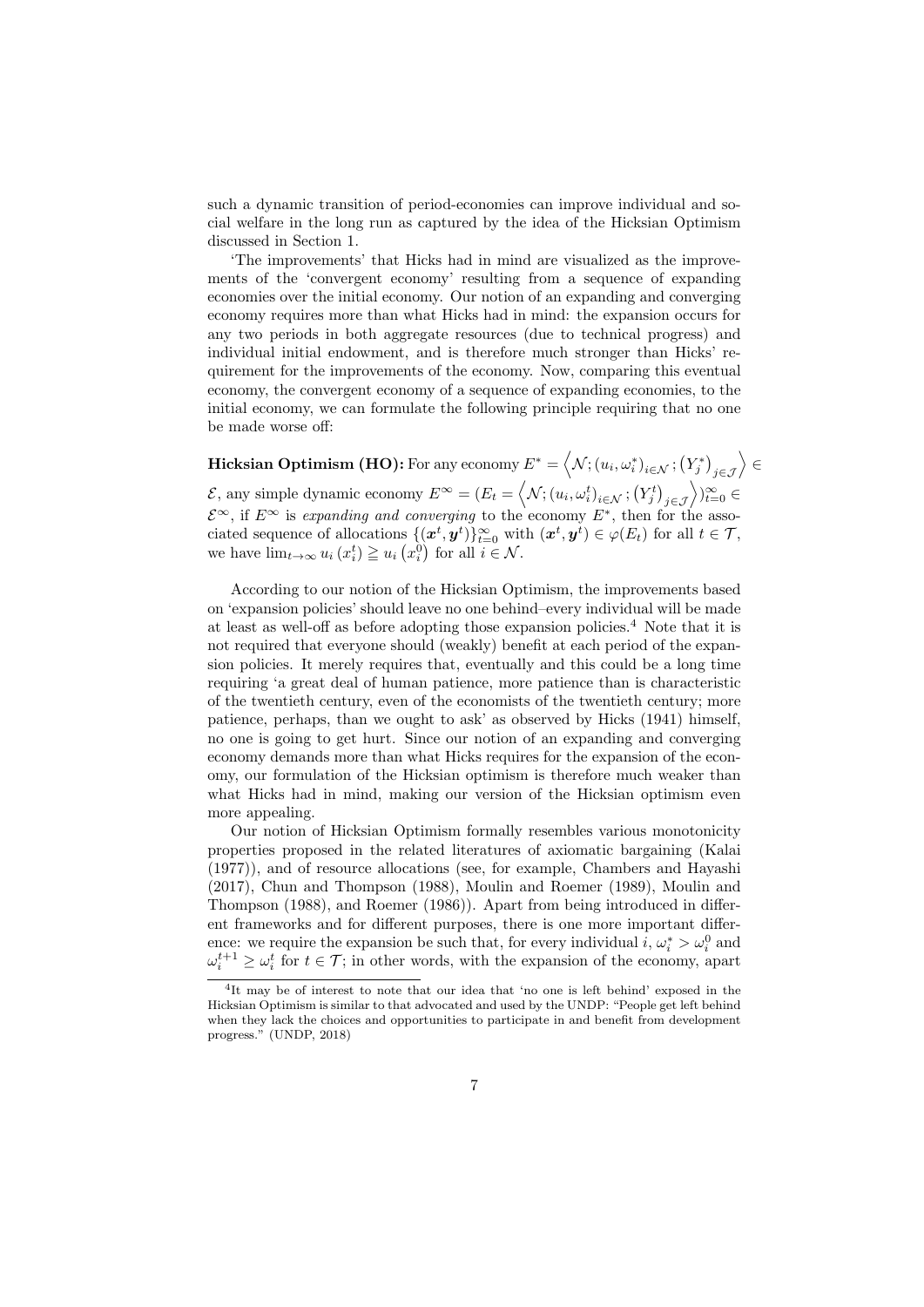such a dynamic transition of period-economies can improve individual and social welfare in the long run as captured by the idea of the Hicksian Optimism discussed in Section 1.

'The improvements' that Hicks had in mind are visualized as the improvements of the 'convergent economy' resulting from a sequence of expanding economies over the initial economy. Our notion of an expanding and converging economy requires more than what Hicks had in mind: the expansion occurs for any two periods in both aggregate resources (due to technical progress) and individual initial endowment, and is therefore much stronger than Hicks' requirement for the improvements of the economy. Now, comparing this eventual economy, the convergent economy of a sequence of expanding economies, to the initial economy, we can formulate the following principle requiring that no one be made worse off:

**Hicksian Optimism (HO):** For any economy $E^* = \left\langle \mathcal{N}; (u_i, \omega_i^*)_{i \in \mathcal{N}}; \left(Y_j^*\right)_{j \in \mathcal{J}} \right\rangle \in \mathcal{E}$, any simple dynamic economy $E^\infty = (E_t = \left\langle \mathcal{N}; (u_i, \omega_i^t)_{i \in \mathcal{N}}; \left(Y_j^t\right)_{j \in \mathcal{J}} \right\rangle)_{t=0}^\infty \in \mathcal{E}^\infty$, if $E^\infty$ is *expanding and converging* to the economy $E^*$, then for the associated sequence of allocations $\{(\boldsymbol{x}^t, \boldsymbol{y}^t)\}_{t=0}^\infty$ with $(\boldsymbol{x}^t, \boldsymbol{y}^t) \in \varphi(E_t)$ for all $t \in \mathcal{T}$, we have $\lim_{t \to \infty} u_i\left(x_i^t\right) \geqq u_i\left(x_i^0\right)$ for all $i \in \mathcal{N}$.

According to our notion of the Hicksian Optimism, the improvements based on 'expansion policies' should leave no one behind–every individual will be made at least as well-off as before adopting those expansion policies.[4] Note that it is not required that everyone should (weakly) benefit at each period of the expansion policies. It merely requires that, eventually and this could be a long time requiring 'a great deal of human patience, more patience than is characteristic of the twentieth century, even of the economists of the twentieth century; more patience, perhaps, than we ought to ask' as observed by Hicks (1941) himself, no one is going to get hurt. Since our notion of an expanding and converging economy demands more than what Hicks requires for the expansion of the economy, our formulation of the Hicksian optimism is therefore much weaker than what Hicks had in mind, making our version of the Hicksian optimism even more appealing.

Our notion of Hicksian Optimism formally resembles various monotonicity properties proposed in the related literatures of axiomatic bargaining (Kalai (1977)), and of resource allocations (see, for example, Chambers and Hayashi (2017), Chun and Thompson (1988), Moulin and Roemer (1989), Moulin and Thompson (1988), and Roemer (1986)). Apart from being introduced in different frameworks and for different purposes, there is one more important difference: we require the expansion be such that, for every individual $i$, $\omega_i^* > \omega_i^0$ and $\omega_i^{t+1} \geq \omega_i^t$ for $t \in \mathcal{T}$; in other words, with the expansion of the economy, apart

[4] It may be of interest to note that our idea that 'no one is left behind' exposed in the Hicksian Optimism is similar to that advocated and used by the UNDP: "People get left behind when they lack the choices and opportunities to participate in and benefit from development progress." (UNDP, 2018)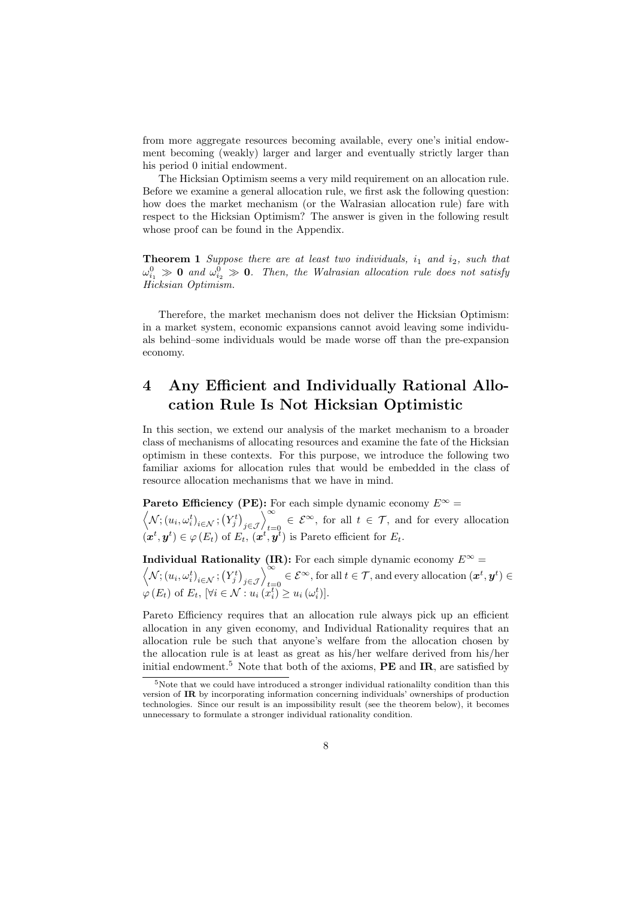from more aggregate resources becoming available, every one's initial endowment becoming (weakly) larger and larger and eventually strictly larger than his period 0 initial endowment.

The Hicksian Optimism seems a very mild requirement on an allocation rule. Before we examine a general allocation rule, we first ask the following question: how does the market mechanism (or the Walrasian allocation rule) fare with respect to the Hicksian Optimism? The answer is given in the following result whose proof can be found in the Appendix.

**Theorem 1** *Suppose there are at least two individuals, $i_1$ and $i_2$, such that $\omega_{i_1}^0 \gg \mathbf{0}$ and $\omega_{i_2}^0 \gg \mathbf{0}$. Then, the Walrasian allocation rule does not satisfy Hicksian Optimism.*

Therefore, the market mechanism does not deliver the Hicksian Optimism: in a market system, economic expansions cannot avoid leaving some individuals behind–some individuals would be made worse off than the pre-expansion economy.

# 4 Any Efficient and Individually Rational Allocation Rule Is Not Hicksian Optimistic

In this section, we extend our analysis of the market mechanism to a broader class of mechanisms of allocating resources and examine the fate of the Hicksian optimism in these contexts. For this purpose, we introduce the following two familiar axioms for allocation rules that would be embedded in the class of resource allocation mechanisms that we have in mind.

**Pareto Efficiency (PE):** For each simple dynamic economy $E^\infty = \left\langle \mathcal{N}; (u_i, \omega_i^t)_{i \in \mathcal{N}}; (Y_j^t)_{j \in \mathcal{J}} \right\rangle_{t=0}^{\infty} \in \mathcal{E}^\infty$, for all $t \in \mathcal{T}$, and for every allocation $(\boldsymbol{x}^t, \boldsymbol{y}^t) \in \varphi(E_t)$ of $E_t$, $(\boldsymbol{x}^t, \boldsymbol{y}^t)$ is Pareto efficient for $E_t$.

**Individual Rationality (IR):** For each simple dynamic economy $E^\infty = \left\langle \mathcal{N}; (u_i, \omega_i^t)_{i \in \mathcal{N}}; (Y_j^t)_{j \in \mathcal{J}} \right\rangle_{t=0}^{\infty} \in \mathcal{E}^\infty$, for all $t \in \mathcal{T}$, and every allocation $(\boldsymbol{x}^t, \boldsymbol{y}^t) \in \varphi(E_t)$ of $E_t$, $[\forall i \in \mathcal{N} : u_i(x_i^t) \geq u_i(\omega_i^t)]$.

Pareto Efficiency requires that an allocation rule always pick up an efficient allocation in any given economy, and Individual Rationality requires that an allocation rule be such that anyone's welfare from the allocation chosen by the allocation rule is at least as great as his/her welfare derived from his/her initial endowment.[5] Note that both of the axioms, **PE** and **IR**, are satisfied by

[5] Note that we could have introduced a stronger individual rationalilty condition than this version of **IR** by incorporating information concerning individuals' ownerships of production technologies. Since our result is an impossibility result (see the theorem below), it becomes unnecessary to formulate a stronger individual rationality condition.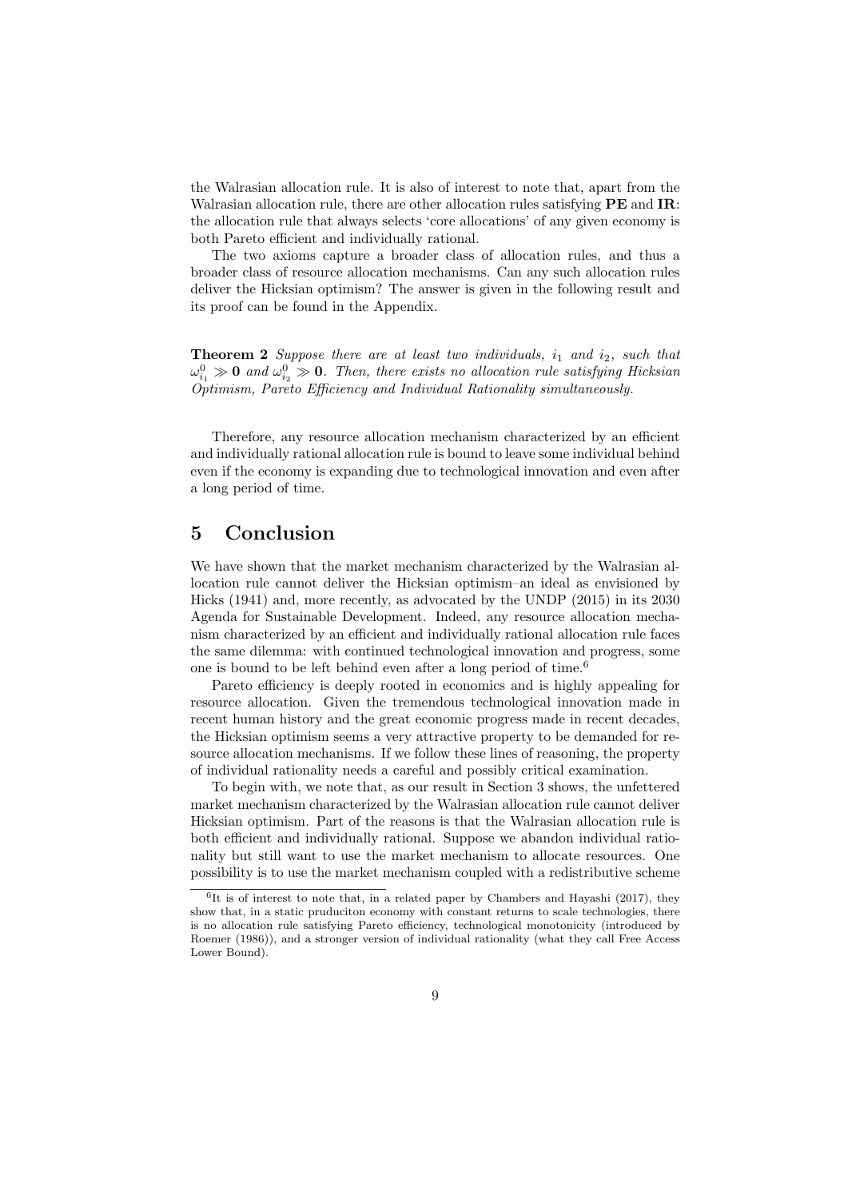the Walrasian allocation rule. It is also of interest to note that, apart from the Walrasian allocation rule, there are other allocation rules satisfying **PE** and **IR**: the allocation rule that always selects 'core allocations' of any given economy is both Pareto efficient and individually rational.

The two axioms capture a broader class of allocation rules, and thus a broader class of resource allocation mechanisms. Can any such allocation rules deliver the Hicksian optimism? The answer is given in the following result and its proof can be found in the Appendix.

**Theorem 2** *Suppose there are at least two individuals, $i_1$ and $i_2$, such that $\omega^0_{i_1} \gg \mathbf{0}$ and $\omega^0_{i_2} \gg \mathbf{0}$. Then, there exists no allocation rule satisfying Hicksian Optimism, Pareto Efficiency and Individual Rationality simultaneously.*

Therefore, any resource allocation mechanism characterized by an efficient and individually rational allocation rule is bound to leave some individual behind even if the economy is expanding due to technological innovation and even after a long period of time.

## 5 Conclusion

We have shown that the market mechanism characterized by the Walrasian allocation rule cannot deliver the Hicksian optimism–an ideal as envisioned by Hicks (1941) and, more recently, as advocated by the UNDP (2015) in its 2030 Agenda for Sustainable Development. Indeed, any resource allocation mechanism characterized by an efficient and individually rational allocation rule faces the same dilemma: with continued technological innovation and progress, some one is bound to be left behind even after a long period of time.[6]

Pareto efficiency is deeply rooted in economics and is highly appealing for resource allocation. Given the tremendous technological innovation made in recent human history and the great economic progress made in recent decades, the Hicksian optimism seems a very attractive property to be demanded for resource allocation mechanisms. If we follow these lines of reasoning, the property of individual rationality needs a careful and possibly critical examination.

To begin with, we note that, as our result in Section 3 shows, the unfettered market mechanism characterized by the Walrasian allocation rule cannot deliver Hicksian optimism. Part of the reasons is that the Walrasian allocation rule is both efficient and individually rational. Suppose we abandon individual rationality but still want to use the market mechanism to allocate resources. One possibility is to use the market mechanism coupled with a redistributive scheme

[6] It is of interest to note that, in a related paper by Chambers and Hayashi (2017), they show that, in a static pruduciton economy with constant returns to scale technologies, there is no allocation rule satisfying Pareto efficiency, technological monotonicity (introduced by Roemer (1986)), and a stronger version of individual rationality (what they call Free Access Lower Bound).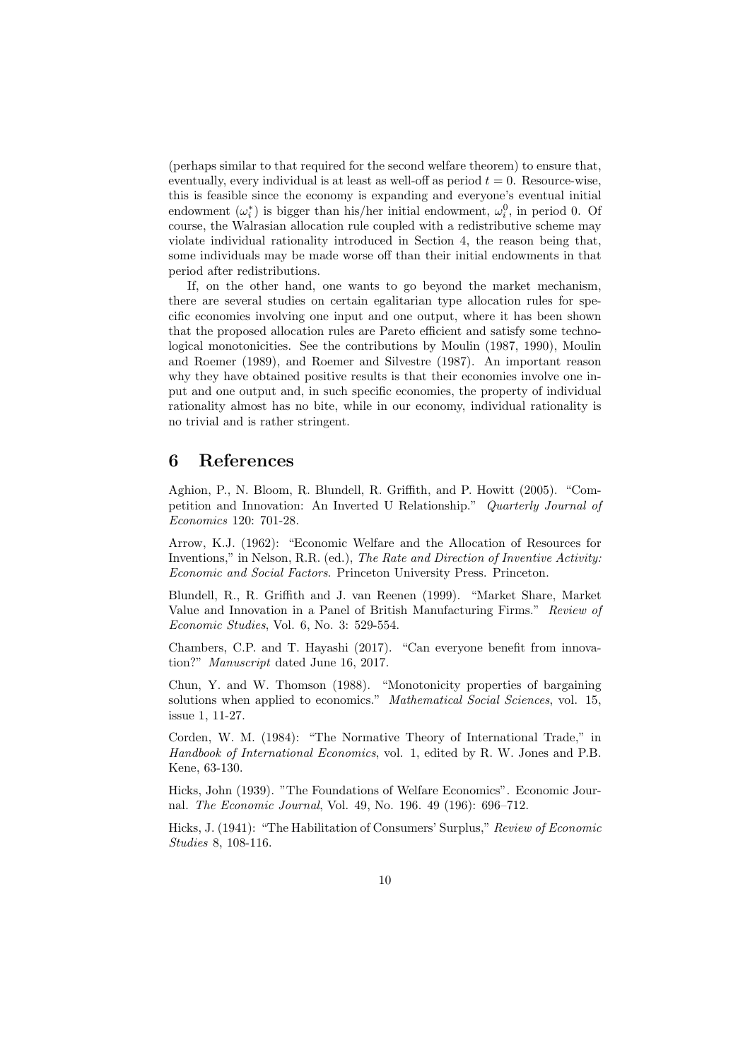(perhaps similar to that required for the second welfare theorem) to ensure that, eventually, every individual is at least as well-off as period $t = 0$. Resource-wise, this is feasible since the economy is expanding and everyone's eventual initial endowment ($\omega_i^*$) is bigger than his/her initial endowment, $\omega_i^0$, in period 0. Of course, the Walrasian allocation rule coupled with a redistributive scheme may violate individual rationality introduced in Section 4, the reason being that, some individuals may be made worse off than their initial endowments in that period after redistributions.

If, on the other hand, one wants to go beyond the market mechanism, there are several studies on certain egalitarian type allocation rules for specific economies involving one input and one output, where it has been shown that the proposed allocation rules are Pareto efficient and satisfy some technological monotonicities. See the contributions by Moulin (1987, 1990), Moulin and Roemer (1989), and Roemer and Silvestre (1987). An important reason why they have obtained positive results is that their economies involve one input and one output and, in such specific economies, the property of individual rationality almost has no bite, while in our economy, individual rationality is no trivial and is rather stringent.

# 6 References

Aghion, P., N. Bloom, R. Blundell, R. Griffith, and P. Howitt (2005). "Competition and Innovation: An Inverted U Relationship." *Quarterly Journal of Economics* 120: 701-28.

Arrow, K.J. (1962): "Economic Welfare and the Allocation of Resources for Inventions," in Nelson, R.R. (ed.), *The Rate and Direction of Inventive Activity: Economic and Social Factors*. Princeton University Press. Princeton.

Blundell, R., R. Griffith and J. van Reenen (1999). "Market Share, Market Value and Innovation in a Panel of British Manufacturing Firms." *Review of Economic Studies*, Vol. 6, No. 3: 529-554.

Chambers, C.P. and T. Hayashi (2017). "Can everyone benefit from innovation?" *Manuscript* dated June 16, 2017.

Chun, Y. and W. Thomson (1988). "Monotonicity properties of bargaining solutions when applied to economics." *Mathematical Social Sciences*, vol. 15, issue 1, 11-27.

Corden, W. M. (1984): "The Normative Theory of International Trade," in *Handbook of International Economics*, vol. 1, edited by R. W. Jones and P.B. Kene, 63-130.

Hicks, John (1939). "The Foundations of Welfare Economics". Economic Journal. *The Economic Journal*, Vol. 49, No. 196. 49 (196): 696–712.

Hicks, J. (1941): "The Habilitation of Consumers' Surplus," *Review of Economic Studies* 8, 108-116.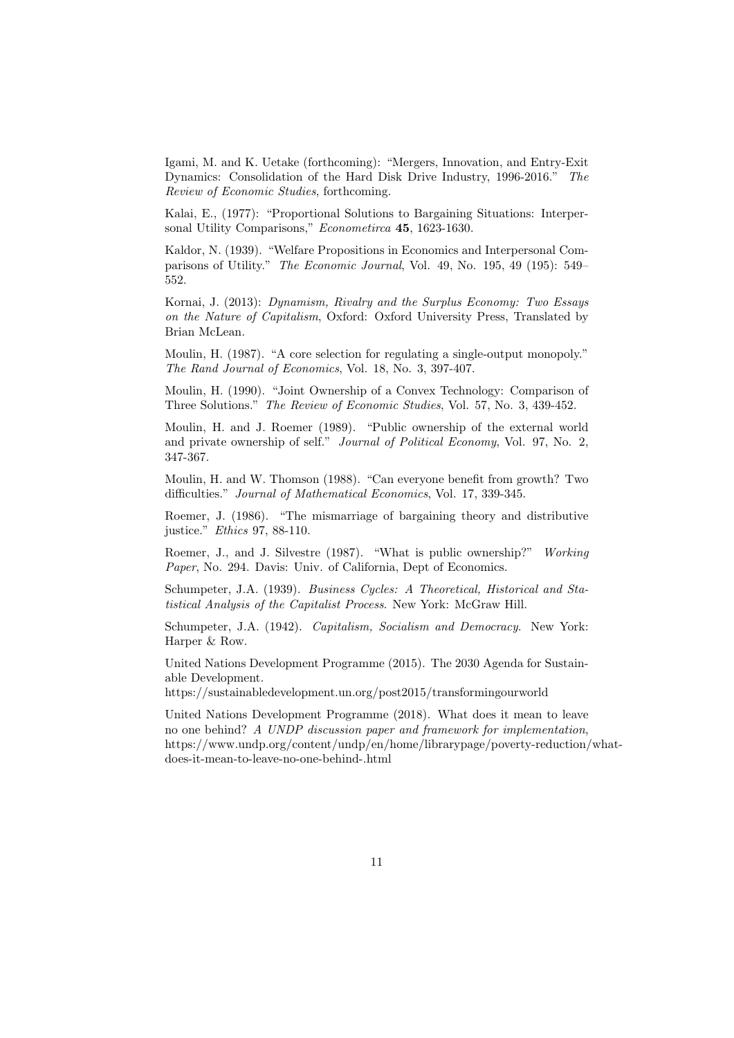Igami, M. and K. Uetake (forthcoming): "Mergers, Innovation, and Entry-Exit Dynamics: Consolidation of the Hard Disk Drive Industry, 1996-2016." *The Review of Economic Studies*, forthcoming.

Kalai, E., (1977): "Proportional Solutions to Bargaining Situations: Interpersonal Utility Comparisons," *Econometirca* **45**, 1623-1630.

Kaldor, N. (1939). "Welfare Propositions in Economics and Interpersonal Comparisons of Utility." *The Economic Journal*, Vol. 49, No. 195, 49 (195): 549–552.

Kornai, J. (2013): *Dynamism, Rivalry and the Surplus Economy: Two Essays on the Nature of Capitalism*, Oxford: Oxford University Press, Translated by Brian McLean.

Moulin, H. (1987). "A core selection for regulating a single-output monopoly." *The Rand Journal of Economics*, Vol. 18, No. 3, 397-407.

Moulin, H. (1990). "Joint Ownership of a Convex Technology: Comparison of Three Solutions." *The Review of Economic Studies*, Vol. 57, No. 3, 439-452.

Moulin, H. and J. Roemer (1989). "Public ownership of the external world and private ownership of self." *Journal of Political Economy*, Vol. 97, No. 2, 347-367.

Moulin, H. and W. Thomson (1988). "Can everyone benefit from growth? Two difficulties." *Journal of Mathematical Economics*, Vol. 17, 339-345.

Roemer, J. (1986). "The mismarriage of bargaining theory and distributive justice." *Ethics* 97, 88-110.

Roemer, J., and J. Silvestre (1987). "What is public ownership?" *Working Paper*, No. 294. Davis: Univ. of California, Dept of Economics.

Schumpeter, J.A. (1939). *Business Cycles: A Theoretical, Historical and Statistical Analysis of the Capitalist Process*. New York: McGraw Hill.

Schumpeter, J.A. (1942). *Capitalism, Socialism and Democracy*. New York: Harper & Row.

United Nations Development Programme (2015). The 2030 Agenda for Sustainable Development.
https://sustainabledevelopment.un.org/post2015/transformingourworld

United Nations Development Programme (2018). What does it mean to leave no one behind? *A UNDP discussion paper and framework for implementation*, https://www.undp.org/content/undp/en/home/librarypage/poverty-reduction/what-does-it-mean-to-leave-no-one-behind-.html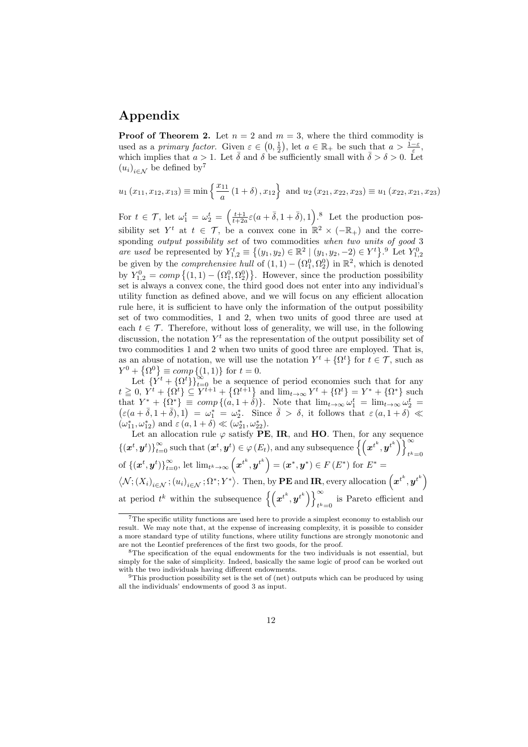# Appendix

**Proof of Theorem 2.** Let $n = 2$ and $m = 3$, where the third commodity is used as a *primary factor*. Given $\varepsilon \in \left(0, \frac{1}{2}\right)$, let $a \in \mathbb{R}_+$ be such that $a > \frac{1-\varepsilon}{\varepsilon}$, which implies that $a > 1$. Let $\bar{\delta}$ and $\delta$ be sufficiently small with $\bar{\delta} > \delta > 0$. Let $(u_i)_{i \in \mathcal{N}}$ be defined by[7]

$$u_1(x_{11}, x_{12}, x_{13}) \equiv \min\left\{\frac{x_{11}}{a}(1+\delta), x_{12}\right\} \text{ and } u_2(x_{21}, x_{22}, x_{23}) \equiv u_1(x_{22}, x_{21}, x_{23})$$

For $t \in \mathcal{T}$, let $\omega_1^t = \omega_2^t = \left(\frac{t+1}{t+2a}\varepsilon(a+\bar{\delta}, 1+\bar{\delta}), 1\right)$.[8] Let the production possibility set $Y^t$ at $t \in \mathcal{T}$, be a convex cone in $\mathbb{R}^2 \times (-\mathbb{R}_+)$ and the corresponding *output possibility set* of two commodities *when two units of good* 3 *are used* be represented by $Y_{1,2}^t \equiv \left\{(y_1, y_2) \in \mathbb{R}^2 \mid (y_1, y_2, -2) \in Y^t\right\}$.[9] Let $Y_{1,2}^0$ be given by the *comprehensive hull* of $(1,1) - \left(\Omega_1^0, \Omega_2^0\right)$ in $\mathbb{R}^2$, which is denoted by $Y_{1,2}^0 = comp\left\{(1,1) - \left(\Omega_1^0, \Omega_2^0\right)\right\}$. However, since the production possibility set is always a convex cone, the third good does not enter into any individual's utility function as defined above, and we will focus on any efficient allocation rule here, it is sufficient to have only the information of the output possibility set of two commodities, 1 and 2, when two units of good three are used at each $t \in \mathcal{T}$. Therefore, without loss of generality, we will use, in the following discussion, the notation $Y^t$ as the representation of the output possibility set of two commodities 1 and 2 when two units of good three are employed. That is, as an abuse of notation, we will use the notation $Y^t + \{\Omega^t\}$ for $t \in \mathcal{T}$, such as $Y^0 + \left\{\Omega^0\right\} \equiv comp\left\{(1,1)\right\}$ for $t = 0$.

Let $\{Y^t + \{\Omega^t\}\}_{t=0}^{\infty}$ be a sequence of period economies such that for any $t \geqq 0$, $Y^t + \{\Omega^t\} \subseteq Y^{t+1} + \left\{\Omega^{t+1}\right\}$ and $\lim_{t\to\infty} Y^t + \{\Omega^t\} = Y^* + \{\Omega^*\}$ such that $Y^* + \{\Omega^*\} \equiv comp\left\{(a, 1+\delta)\right\}$. Note that $\lim_{t\to\infty}\omega_1^t = \lim_{t\to\infty}\omega_2^t = \left(\varepsilon(a+\bar{\delta}, 1+\bar{\delta}), 1\right) = \omega_1^* = \omega_2^*$. Since $\bar{\delta} > \delta$, it follows that $\varepsilon(a, 1+\delta) \ll (\omega_{11}^*, \omega_{12}^*)$ and $\varepsilon(a, 1+\delta) \ll (\omega_{21}^*, \omega_{22}^*)$.

Let an allocation rule $\varphi$ satisfy **PE**, **IR**, and **HO**. Then, for any sequence $\{(\boldsymbol{x}^t, \boldsymbol{y}^t)\}_{t=0}^{\infty}$ such that $(\boldsymbol{x}^t, \boldsymbol{y}^t) \in \varphi(E_t)$, and any subsequence $\left\{\left(\boldsymbol{x}^{t^k}, \boldsymbol{y}^{t^k}\right)\right\}_{t^k=0}^{\infty}$ of $\{(\boldsymbol{x}^t, \boldsymbol{y}^t)\}_{t=0}^{\infty}$, let $\lim_{t^k\to\infty}\left(\boldsymbol{x}^{t^k}, \boldsymbol{y}^{t^k}\right) = (\boldsymbol{x}^*, \boldsymbol{y}^*) \in F(E^*)$ for $E^* = \left\langle \mathcal{N}; (X_i)_{i\in\mathcal{N}}; (u_i)_{i\in\mathcal{N}}; \Omega^*; Y^* \right\rangle$. Then, by **PE** and **IR**, every allocation $\left(\boldsymbol{x}^{t^k}, \boldsymbol{y}^{t^k}\right)$ at period $t^k$ within the subsequence $\left\{\left(\boldsymbol{x}^{t^k}, \boldsymbol{y}^{t^k}\right)\right\}_{t^k=0}^{\infty}$ is Pareto efficient and

---

[7] The specific utility functions are used here to provide a simplest economy to establish our result. We may note that, at the expense of increasing complexity, it is possible to consider a more standard type of utility functions, where utility functions are strongly monotonic and are not the Leontief preferences of the first two goods, for the proof.

[8] The specification of the equal endowments for the two individuals is not essential, but simply for the sake of simplicity. Indeed, basically the same logic of proof can be worked out with the two individuals having different endowments.

[9] This production possibility set is the set of (net) outputs which can be produced by using all the individuals' endowments of good 3 as input.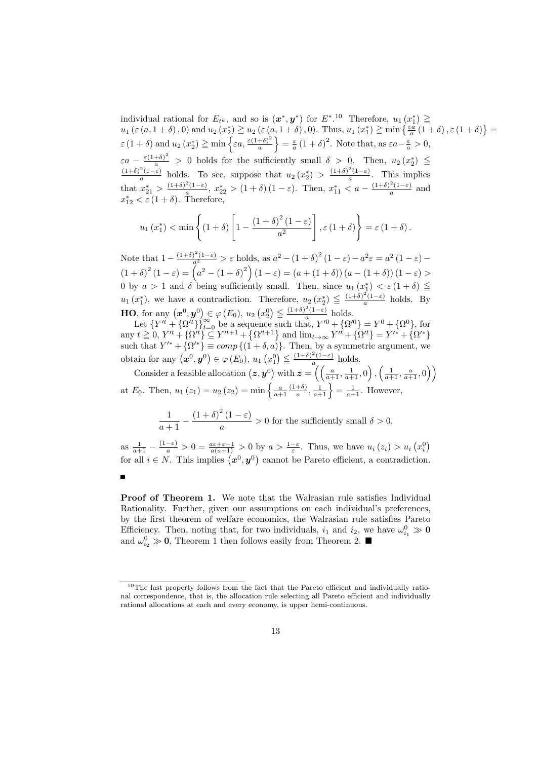individual rational for $E_{t^k}$, and so is $(\boldsymbol{x}^*, \boldsymbol{y}^*)$ for $E^*$.[10] Therefore, $u_1(x_1^*) \geqq u_1(\varepsilon(a, 1+\delta), 0)$ and $u_2(x_2^*) \geqq u_2(\varepsilon(a, 1+\delta), 0)$. Thus, $u_1(x_1^*) \geqq \min\left\{\frac{\varepsilon a}{a}(1+\delta), \varepsilon(1+\delta)\right\} = \varepsilon(1+\delta)$ and $u_2(x_2^*) \geqq \min\left\{\varepsilon a, \frac{\varepsilon(1+\delta)^2}{a}\right\} = \frac{\varepsilon}{a}(1+\delta)^2$. Note that, as $\varepsilon a - \frac{\varepsilon}{a} > 0$, $\varepsilon a - \frac{\varepsilon(1+\delta)^2}{a} > 0$ holds for the sufficiently small $\delta > 0$. Then, $u_2(x_2^*) \leqq \frac{(1+\delta)^2(1-\varepsilon)}{a}$ holds. To see, suppose that $u_2(x_2^*) > \frac{(1+\delta)^2(1-\varepsilon)}{a}$. This implies that $x_{21}^* > \frac{(1+\delta)^2(1-\varepsilon)}{a}$, $x_{22}^* > (1+\delta)(1-\varepsilon)$. Then, $x_{11}^* < a - \frac{(1+\delta)^2(1-\varepsilon)}{a}$ and $x_{12}^* < \varepsilon(1+\delta)$. Therefore,

$$u_1(x_1^*) < \min\left\{(1+\delta)\left[1 - \frac{(1+\delta)^2(1-\varepsilon)}{a^2}\right], \varepsilon(1+\delta)\right\} = \varepsilon(1+\delta).$$

Note that $1 - \frac{(1+\delta)^2(1-\varepsilon)}{a^2} > \varepsilon$ holds, as $a^2 - (1+\delta)^2(1-\varepsilon) - a^2\varepsilon = a^2(1-\varepsilon) - (1+\delta)^2(1-\varepsilon) = \left(a^2 - (1+\delta)^2\right)(1-\varepsilon) = (a + (1+\delta))(a - (1+\delta))(1-\varepsilon) > 0$ by $a > 1$ and $\delta$ being sufficiently small. Then, since $u_1(x_1^*) < \varepsilon(1+\delta) \leqq u_1(x_1^*)$, we have a contradiction. Therefore, $u_2(x_2^*) \leqq \frac{(1+\delta)^2(1-\varepsilon)}{a}$ holds. By **HO**, for any $(\boldsymbol{x}^0, \boldsymbol{y}^0) \in \varphi(E_0)$, $u_2(x_2^0) \leqq \frac{(1+\delta)^2(1-\varepsilon)}{a}$ holds.

Let $\{Y'^t + \{\Omega'^t\}\}_{t=0}^{\infty}$ be a sequence such that, $Y'^0 + \{\Omega'^0\} = Y^0 + \{\Omega^0\}$, for any $t \geqq 0$, $Y'^t + \{\Omega'^t\} \subseteq Y'^{t+1} + \{\Omega'^{t+1}\}$ and $\lim_{t\to\infty} Y'^t + \{\Omega'^t\} = Y'^* + \{\Omega'^*\}$ such that $Y'^* + \{\Omega'^*\} \equiv comp\{(1+\delta, a)\}$. Then, by a symmetric argument, we obtain for any $(\boldsymbol{x}^0, \boldsymbol{y}^0) \in \varphi(E_0)$, $u_1(x_1^0) \leqq \frac{(1+\delta)^2(1-\varepsilon)}{a}$ holds.

Consider a feasible allocation $(\boldsymbol{z}, \boldsymbol{y}^0)$ with $\boldsymbol{z} = \left(\left(\frac{a}{a+1}, \frac{1}{a+1}, 0\right), \left(\frac{1}{a+1}, \frac{a}{a+1}, 0\right)\right)$ at $E_0$. Then, $u_1(z_1) = u_2(z_2) = \min\left\{\frac{a}{a+1}\frac{(1+\delta)}{a}, \frac{1}{a+1}\right\} = \frac{1}{a+1}$. However,

$$\frac{1}{a+1} - \frac{(1+\delta)^2(1-\varepsilon)}{a} > 0 \text{ for the sufficiently small } \delta > 0,$$

as $\frac{1}{a+1} - \frac{(1-\varepsilon)}{a} > 0 = \frac{a\varepsilon+\varepsilon-1}{a(a+1)} > 0$ by $a > \frac{1-\varepsilon}{\varepsilon}$. Thus, we have $u_i(z_i) > u_i(x_i^0)$ for all $i \in N$. This implies $(\boldsymbol{x}^0, \boldsymbol{y}^0)$ cannot be Pareto efficient, a contradiction. ■

**Proof of Theorem 1.** We note that the Walrasian rule satisfies Individual Rationality. Further, given our assumptions on each individual's preferences, by the first theorem of welfare economics, the Walrasian rule satisfies Pareto Efficiency. Then, noting that, for two individuals, $i_1$ and $i_2$, we have $\omega_{i_1}^0 \gg \mathbf{0}$ and $\omega_{i_2}^0 \gg \mathbf{0}$, Theorem 1 then follows easily from Theorem 2. ■

---

[10] The last property follows from the fact that the Pareto efficient and individually rational correspondence, that is, the allocation rule selecting all Pareto efficient and individually rational allocations at each and every economy, is upper hemi-continuous.